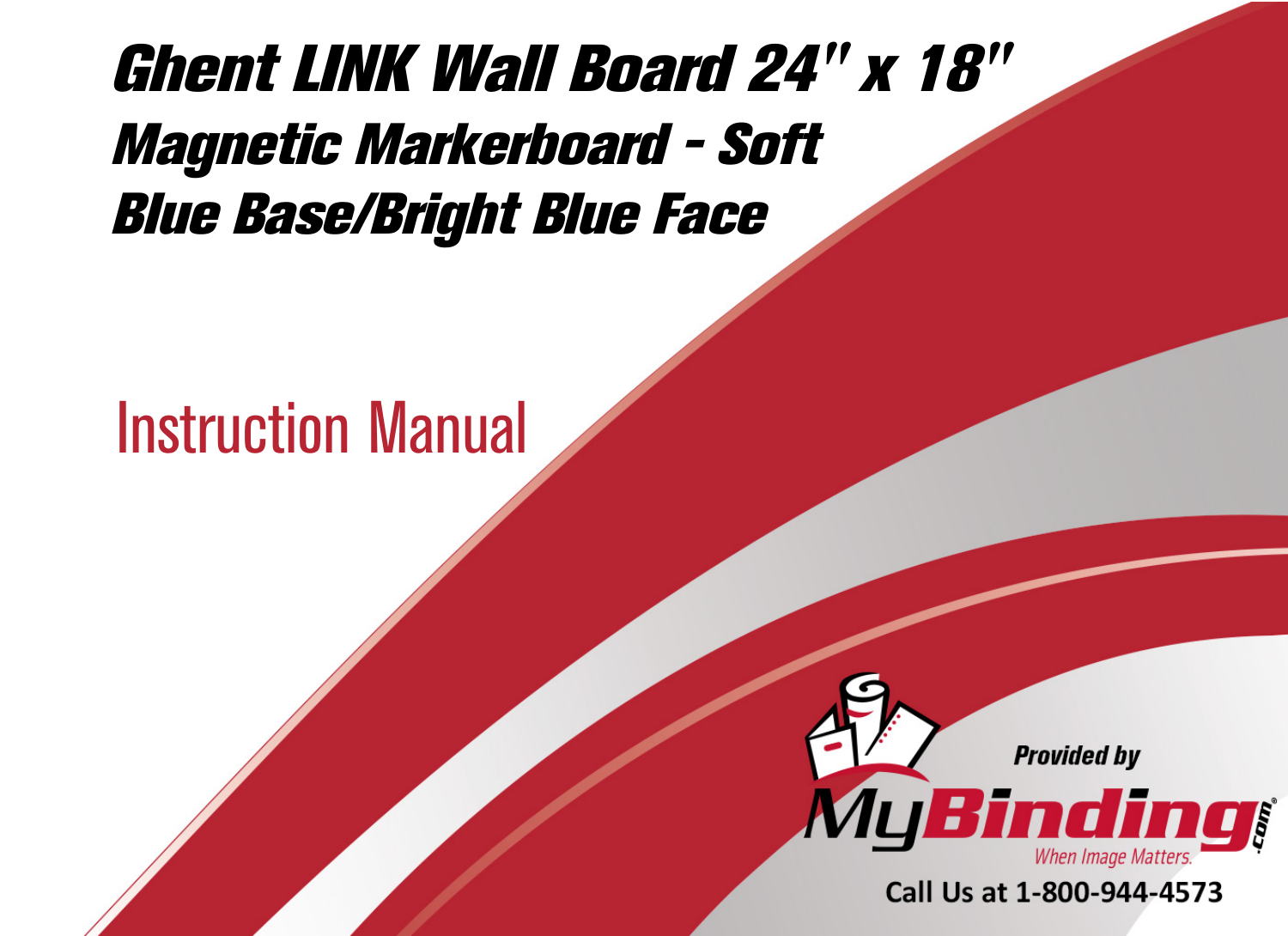# Ghent LINK Wall Board 24" x 18"
# Magnetic Markerboard - Soft Blue Base/Bright Blue Face

## Instruction Manual

Provided by

MyBinding.com

When Image Matters.

Call Us at 1-800-944-4573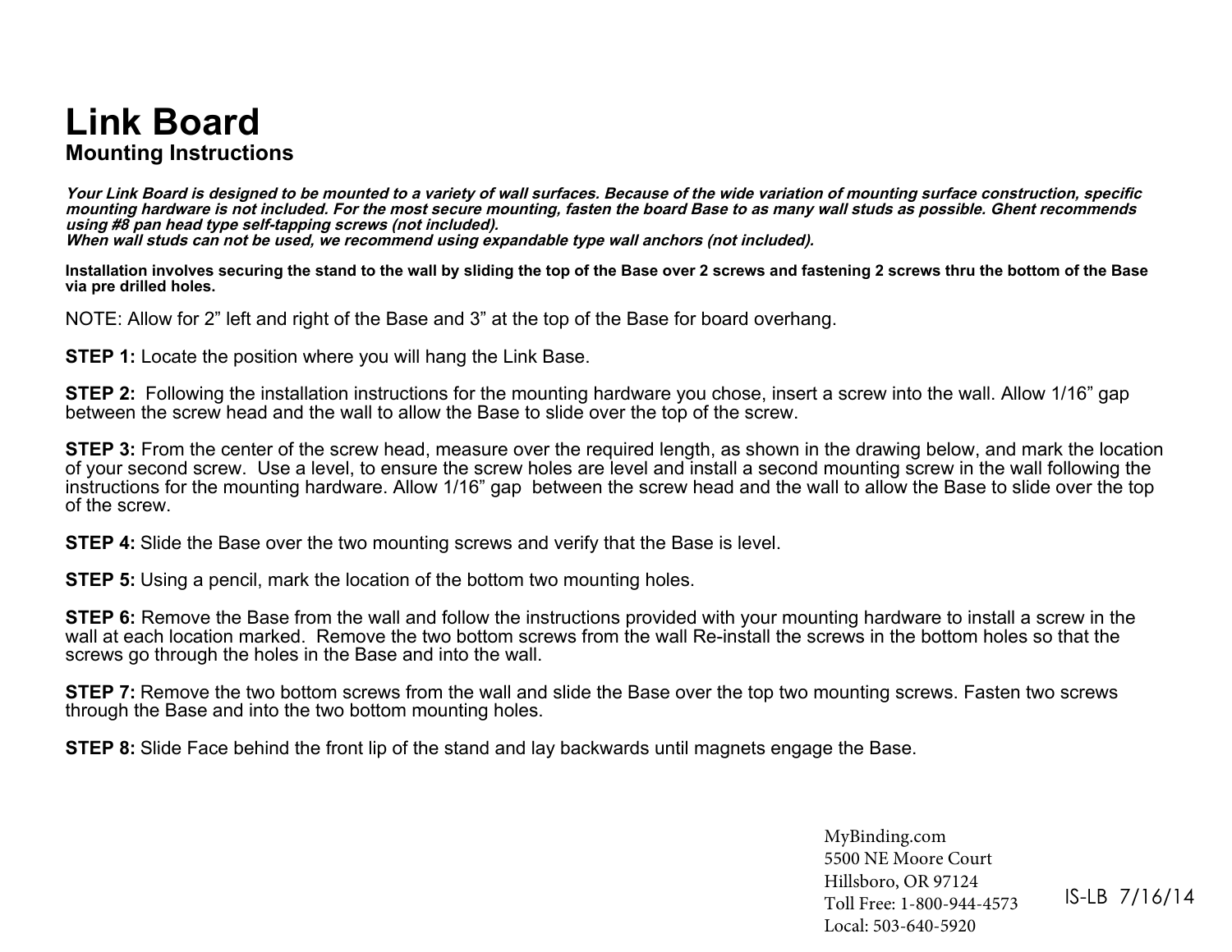# Link Board

## Mounting Instructions

***Your Link Board is designed to be mounted to a variety of wall surfaces. Because of the wide variation of mounting surface construction, specific mounting hardware is not included. For the most secure mounting, fasten the board Base to as many wall studs as possible. Ghent recommends using #8 pan head type self-tapping screws (not included).***
***When wall studs can not be used, we recommend using expandable type wall anchors (not included).***

**Installation involves securing the stand to the wall by sliding the top of the Base over 2 screws and fastening 2 screws thru the bottom of the Base via pre drilled holes.**

NOTE: Allow for 2” left and right of the Base and 3” at the top of the Base for board overhang.

**STEP 1:** Locate the position where you will hang the Link Base.

**STEP 2:** Following the installation instructions for the mounting hardware you chose, insert a screw into the wall. Allow 1/16” gap between the screw head and the wall to allow the Base to slide over the top of the screw.

**STEP 3:** From the center of the screw head, measure over the required length, as shown in the drawing below, and mark the location of your second screw. Use a level, to ensure the screw holes are level and install a second mounting screw in the wall following the instructions for the mounting hardware. Allow 1/16” gap between the screw head and the wall to allow the Base to slide over the top of the screw.

**STEP 4:** Slide the Base over the two mounting screws and verify that the Base is level.

**STEP 5:** Using a pencil, mark the location of the bottom two mounting holes.

**STEP 6:** Remove the Base from the wall and follow the instructions provided with your mounting hardware to install a screw in the wall at each location marked. Remove the two bottom screws from the wall Re-install the screws in the bottom holes so that the screws go through the holes in the Base and into the wall.

**STEP 7:** Remove the two bottom screws from the wall and slide the Base over the top two mounting screws. Fasten two screws through the Base and into the two bottom mounting holes.

**STEP 8:** Slide Face behind the front lip of the stand and lay backwards until magnets engage the Base.

MyBinding.com
5500 NE Moore Court
Hillsboro, OR 97124
Toll Free: 1-800-944-4573
Local: 503-640-5920

IS-LB 7/16/14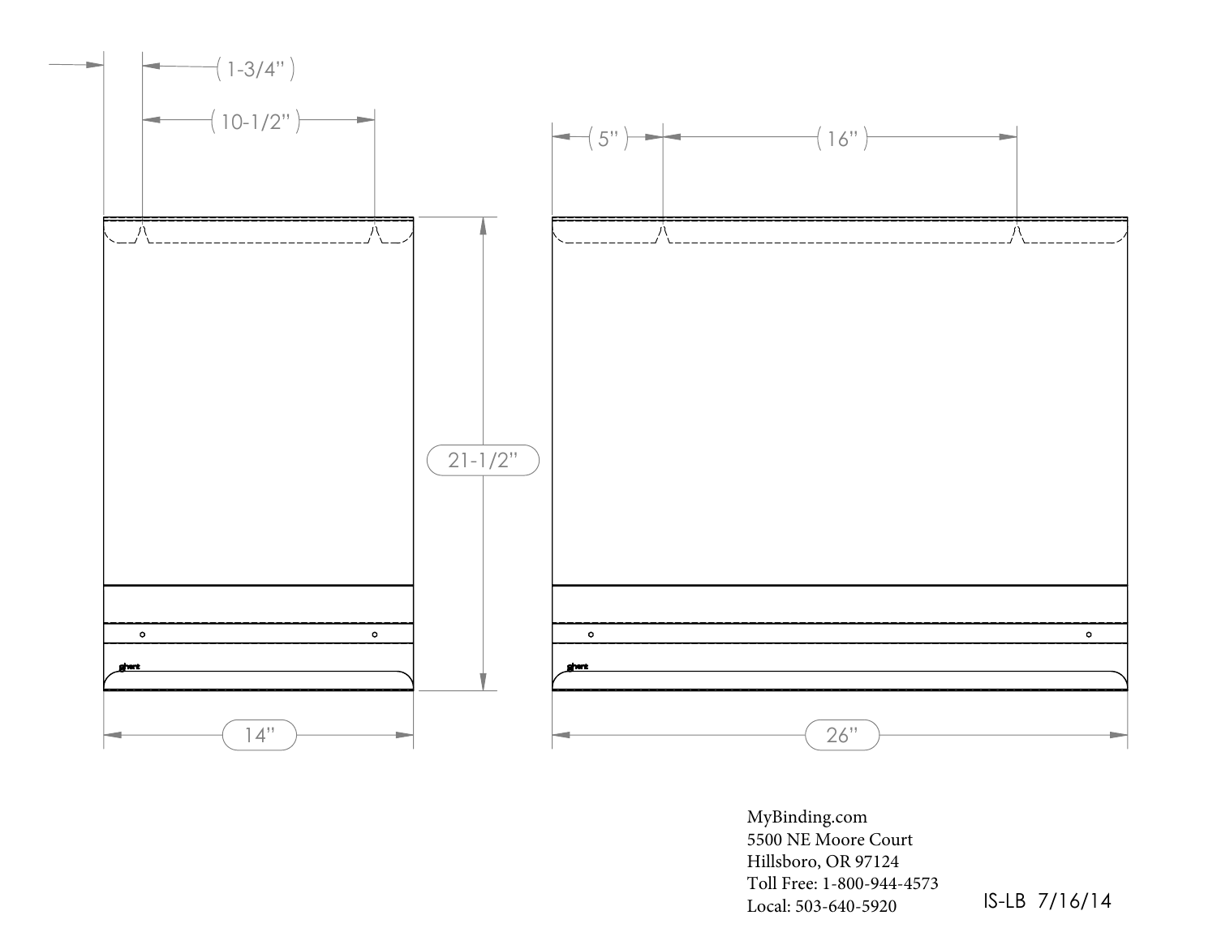1-3/4"

10-1/2"

5"

16"

21-1/2"

14"

26"

MyBinding.com
5500 NE Moore Court
Hillsboro, OR 97124
Toll Free: 1-800-944-4573
Local: 503-640-5920

IS-LB 7/16/14